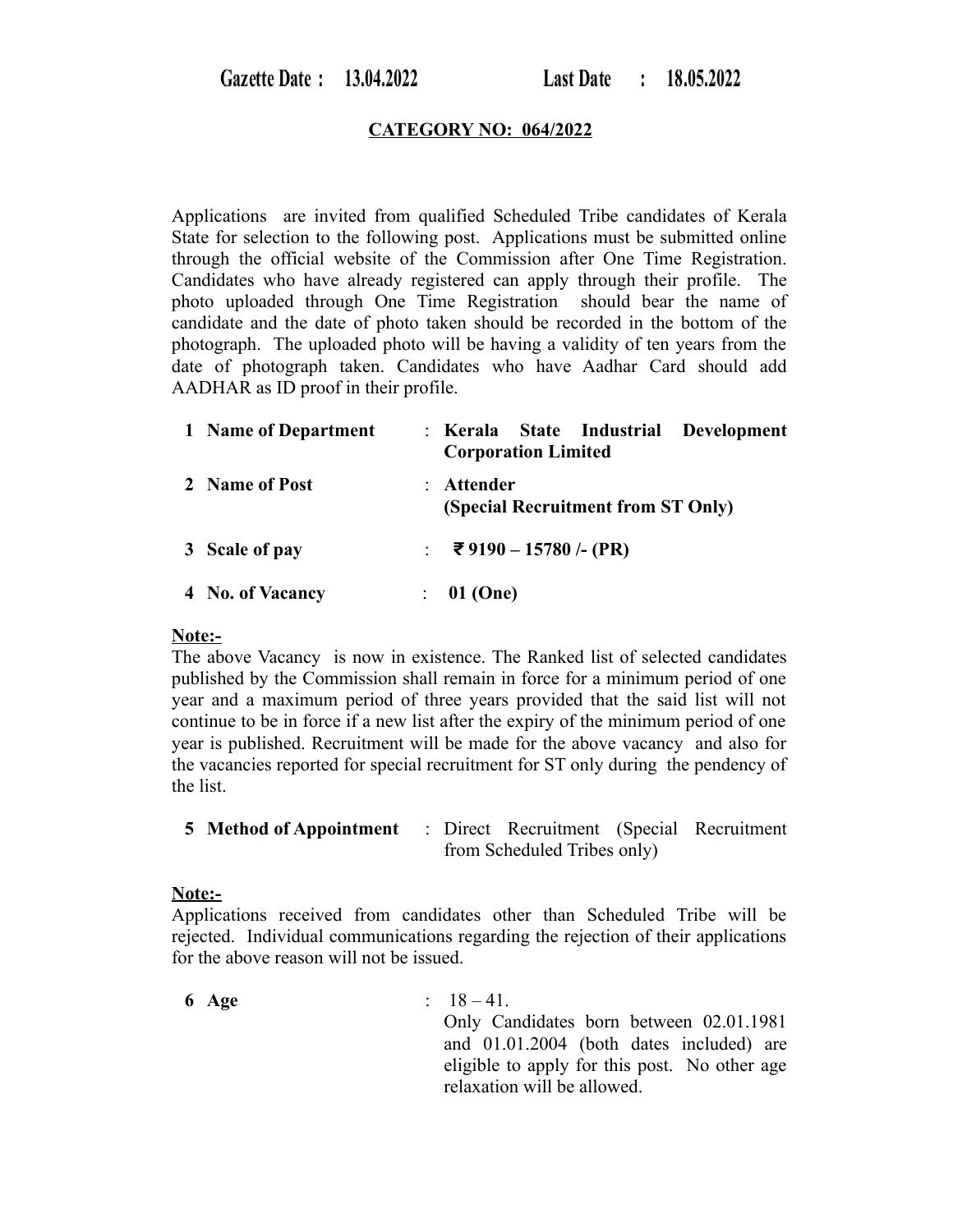**Gazette Date : 13.04.2022** **Last Date : 18.05.2022**

**CATEGORY NO: 064/2022**

Applications are invited from qualified Scheduled Tribe candidates of Kerala State for selection to the following post. Applications must be submitted online through the official website of the Commission after One Time Registration. Candidates who have already registered can apply through their profile. The photo uploaded through One Time Registration should bear the name of candidate and the date of photo taken should be recorded in the bottom of the photograph. The uploaded photo will be having a validity of ten years from the date of photograph taken. Candidates who have Aadhar Card should add AADHAR as ID proof in their profile.

| | | |
|---|---|---|
| **1 Name of Department** | : | **Kerala State Industrial Development Corporation Limited** |
| **2 Name of Post** | : | **Attender (Special Recruitment from ST Only)** |
| **3 Scale of pay** | : | **₹ 9190 – 15780 /- (PR)** |
| **4 No. of Vacancy** | : | **01 (One)** |

**Note:-**

The above Vacancy is now in existence. The Ranked list of selected candidates published by the Commission shall remain in force for a minimum period of one year and a maximum period of three years provided that the said list will not continue to be in force if a new list after the expiry of the minimum period of one year is published. Recruitment will be made for the above vacancy and also for the vacancies reported for special recruitment for ST only during the pendency of the list.

| | | |
|---|---|---|
| **5 Method of Appointment** | : | Direct Recruitment (Special Recruitment from Scheduled Tribes only) |

**Note:-**

Applications received from candidates other than Scheduled Tribe will be rejected. Individual communications regarding the rejection of their applications for the above reason will not be issued.

| | | |
|---|---|---|
| **6 Age** | : | 18 – 41. Only Candidates born between 02.01.1981 and 01.01.2004 (both dates included) are eligible to apply for this post. No other age relaxation will be allowed. |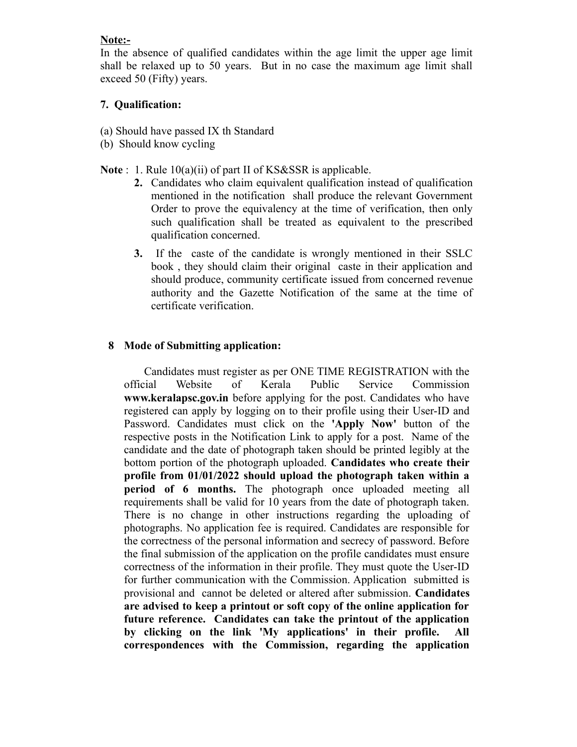**Note:-**

In the absence of qualified candidates within the age limit the upper age limit shall be relaxed up to 50 years. But in no case the maximum age limit shall exceed 50 (Fifty) years.

**7. Qualification:**

(a) Should have passed IX th Standard

(b) Should know cycling

**Note** : 1. Rule 10(a)(ii) of part II of KS&SSR is applicable.

**2.** Candidates who claim equivalent qualification instead of qualification mentioned in the notification shall produce the relevant Government Order to prove the equivalency at the time of verification, then only such qualification shall be treated as equivalent to the prescribed qualification concerned.

**3.** If the caste of the candidate is wrongly mentioned in their SSLC book , they should claim their original caste in their application and should produce, community certificate issued from concerned revenue authority and the Gazette Notification of the same at the time of certificate verification.

**8 Mode of Submitting application:**

Candidates must register as per ONE TIME REGISTRATION with the official Website of Kerala Public Service Commission **www.keralapsc.gov.in** before applying for the post. Candidates who have registered can apply by logging on to their profile using their User-ID and Password. Candidates must click on the **'Apply Now'** button of the respective posts in the Notification Link to apply for a post. Name of the candidate and the date of photograph taken should be printed legibly at the bottom portion of the photograph uploaded. **Candidates who create their profile from 01/01/2022 should upload the photograph taken within a period of 6 months.** The photograph once uploaded meeting all requirements shall be valid for 10 years from the date of photograph taken. There is no change in other instructions regarding the uploading of photographs. No application fee is required. Candidates are responsible for the correctness of the personal information and secrecy of password. Before the final submission of the application on the profile candidates must ensure correctness of the information in their profile. They must quote the User-ID for further communication with the Commission. Application submitted is provisional and cannot be deleted or altered after submission. **Candidates are advised to keep a printout or soft copy of the online application for future reference. Candidates can take the printout of the application by clicking on the link 'My applications' in their profile. All correspondences with the Commission, regarding the application**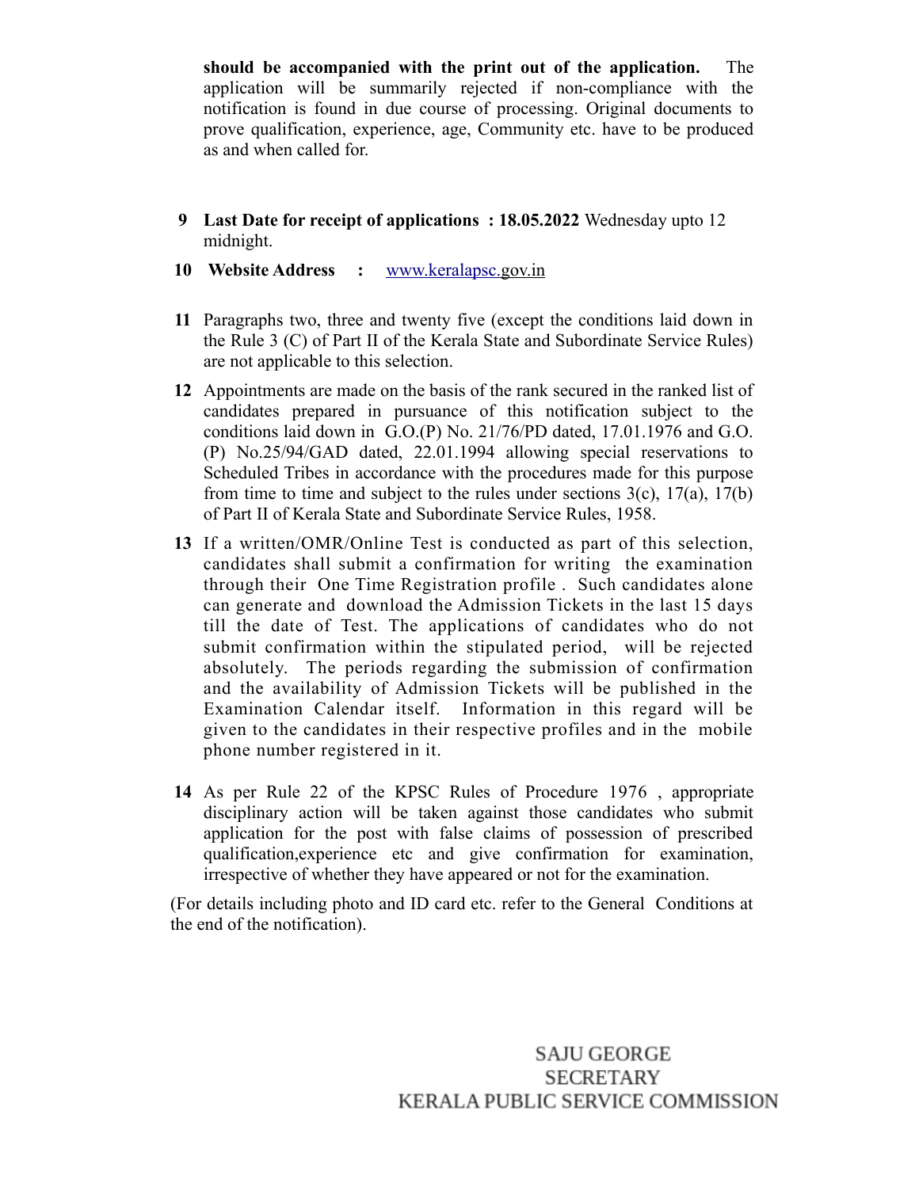**should be accompanied with the print out of the application.** The application will be summarily rejected if non-compliance with the notification is found in due course of processing. Original documents to prove qualification, experience, age, Community etc. have to be produced as and when called for.

**9** **Last Date for receipt of applications : 18.05.2022** Wednesday upto 12 midnight.

**10** **Website Address :** www.keralapsc.gov.in

**11** Paragraphs two, three and twenty five (except the conditions laid down in the Rule 3 (C) of Part II of the Kerala State and Subordinate Service Rules) are not applicable to this selection.

**12** Appointments are made on the basis of the rank secured in the ranked list of candidates prepared in pursuance of this notification subject to the conditions laid down in G.O.(P) No. 21/76/PD dated, 17.01.1976 and G.O.(P) No.25/94/GAD dated, 22.01.1994 allowing special reservations to Scheduled Tribes in accordance with the procedures made for this purpose from time to time and subject to the rules under sections 3(c), 17(a), 17(b) of Part II of Kerala State and Subordinate Service Rules, 1958.

**13** If a written/OMR/Online Test is conducted as part of this selection, candidates shall submit a confirmation for writing the examination through their One Time Registration profile . Such candidates alone can generate and download the Admission Tickets in the last 15 days till the date of Test. The applications of candidates who do not submit confirmation within the stipulated period, will be rejected absolutely. The periods regarding the submission of confirmation and the availability of Admission Tickets will be published in the Examination Calendar itself. Information in this regard will be given to the candidates in their respective profiles and in the mobile phone number registered in it.

**14** As per Rule 22 of the KPSC Rules of Procedure 1976 , appropriate disciplinary action will be taken against those candidates who submit application for the post with false claims of possession of prescribed qualification,experience etc and give confirmation for examination, irrespective of whether they have appeared or not for the examination.

(For details including photo and ID card etc. refer to the General Conditions at the end of the notification).

SAJU GEORGE
SECRETARY
KERALA PUBLIC SERVICE COMMISSION